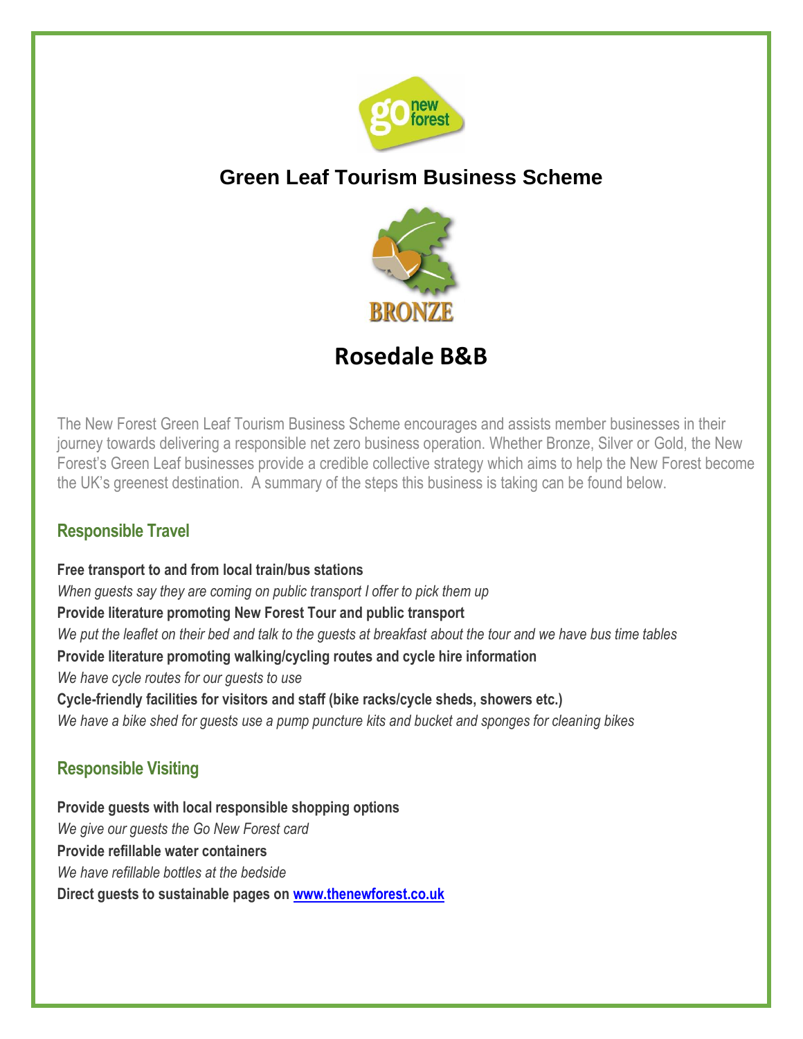# Green Leaf Tourism Business Scheme

BRONZE

# Rosedale B&B

The New Forest Green Leaf Tourism Business Scheme encourages and assists member businesses in their journey towards delivering a responsible net zero business operation. Whether Bronze, Silver or Gold, the New Forest's Green Leaf businesses provide a credible collective strategy which aims to help the New Forest become the UK's greenest destination. A summary of the steps this business is taking can be found below.

## Responsible Travel

**Free transport to and from local train/bus stations**

*When guests say they are coming on public transport I offer to pick them up*

**Provide literature promoting New Forest Tour and public transport**

*We put the leaflet on their bed and talk to the guests at breakfast about the tour and we have bus time tables*

**Provide literature promoting walking/cycling routes and cycle hire information**

*We have cycle routes for our guests to use*

**Cycle-friendly facilities for visitors and staff (bike racks/cycle sheds, showers etc.)**

*We have a bike shed for guests use a pump puncture kits and bucket and sponges for cleaning bikes*

## Responsible Visiting

**Provide guests with local responsible shopping options**

*We give our guests the Go New Forest card*

**Provide refillable water containers**

*We have refillable bottles at the bedside*

**Direct guests to sustainable pages on [www.thenewforest.co.uk](www.thenewforest.co.uk)**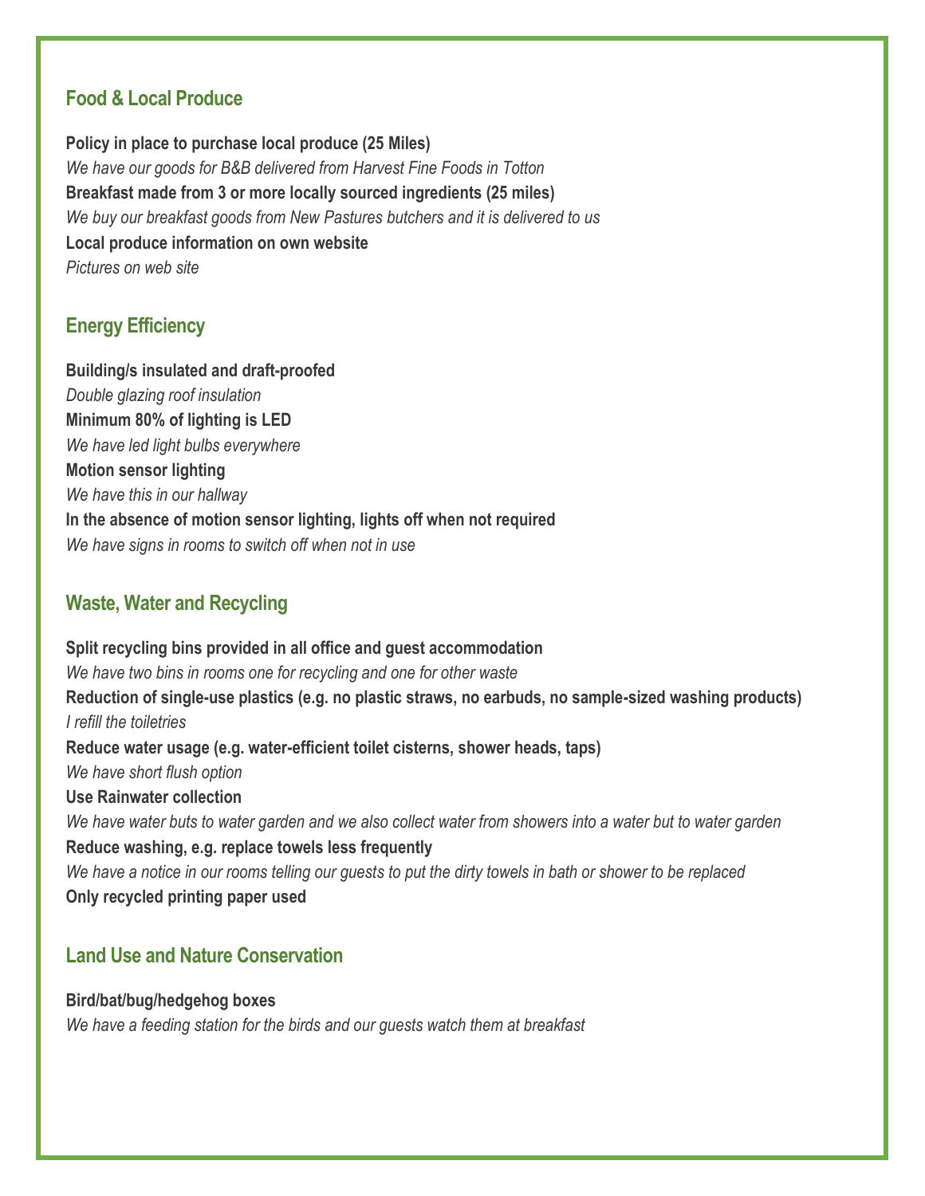## Food & Local Produce

**Policy in place to purchase local produce (25 Miles)**
*We have our goods for B&B delivered from Harvest Fine Foods in Totton*
**Breakfast made from 3 or more locally sourced ingredients (25 miles)**
*We buy our breakfast goods from New Pastures butchers and it is delivered to us*
**Local produce information on own website**
*Pictures on web site*

## Energy Efficiency

**Building/s insulated and draft-proofed**
*Double glazing roof insulation*
**Minimum 80% of lighting is LED**
*We have led light bulbs everywhere*
**Motion sensor lighting**
*We have this in our hallway*
**In the absence of motion sensor lighting, lights off when not required**
*We have signs in rooms to switch off when not in use*

## Waste, Water and Recycling

**Split recycling bins provided in all office and guest accommodation**
*We have two bins in rooms one for recycling and one for other waste*
**Reduction of single-use plastics (e.g. no plastic straws, no earbuds, no sample-sized washing products)**
*I refill the toiletries*
**Reduce water usage (e.g. water-efficient toilet cisterns, shower heads, taps)**
*We have short flush option*
**Use Rainwater collection**
*We have water buts to water garden and we also collect water from showers into a water but to water garden*
**Reduce washing, e.g. replace towels less frequently**
*We have a notice in our rooms telling our guests to put the dirty towels in bath or shower to be replaced*
**Only recycled printing paper used**

## Land Use and Nature Conservation

**Bird/bat/bug/hedgehog boxes**
*We have a feeding station for the birds and our guests watch them at breakfast*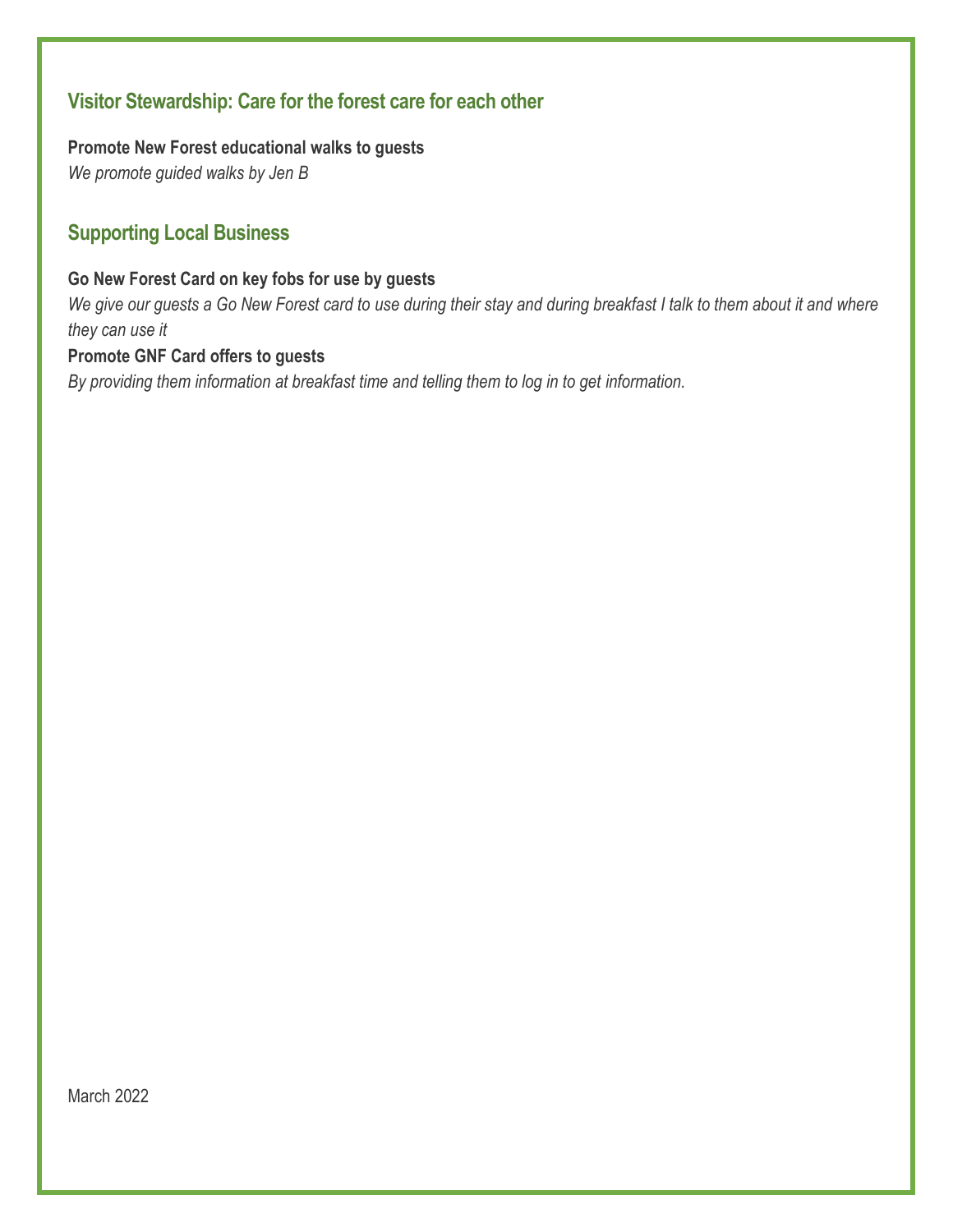## Visitor Stewardship: Care for the forest care for each other

**Promote New Forest educational walks to guests**
*We promote guided walks by Jen B*

## Supporting Local Business

**Go New Forest Card on key fobs for use by guests**
*We give our guests a Go New Forest card to use during their stay and during breakfast I talk to them about it and where they can use it*

**Promote GNF Card offers to guests**
*By providing them information at breakfast time and telling them to log in to get information.*

March 2022